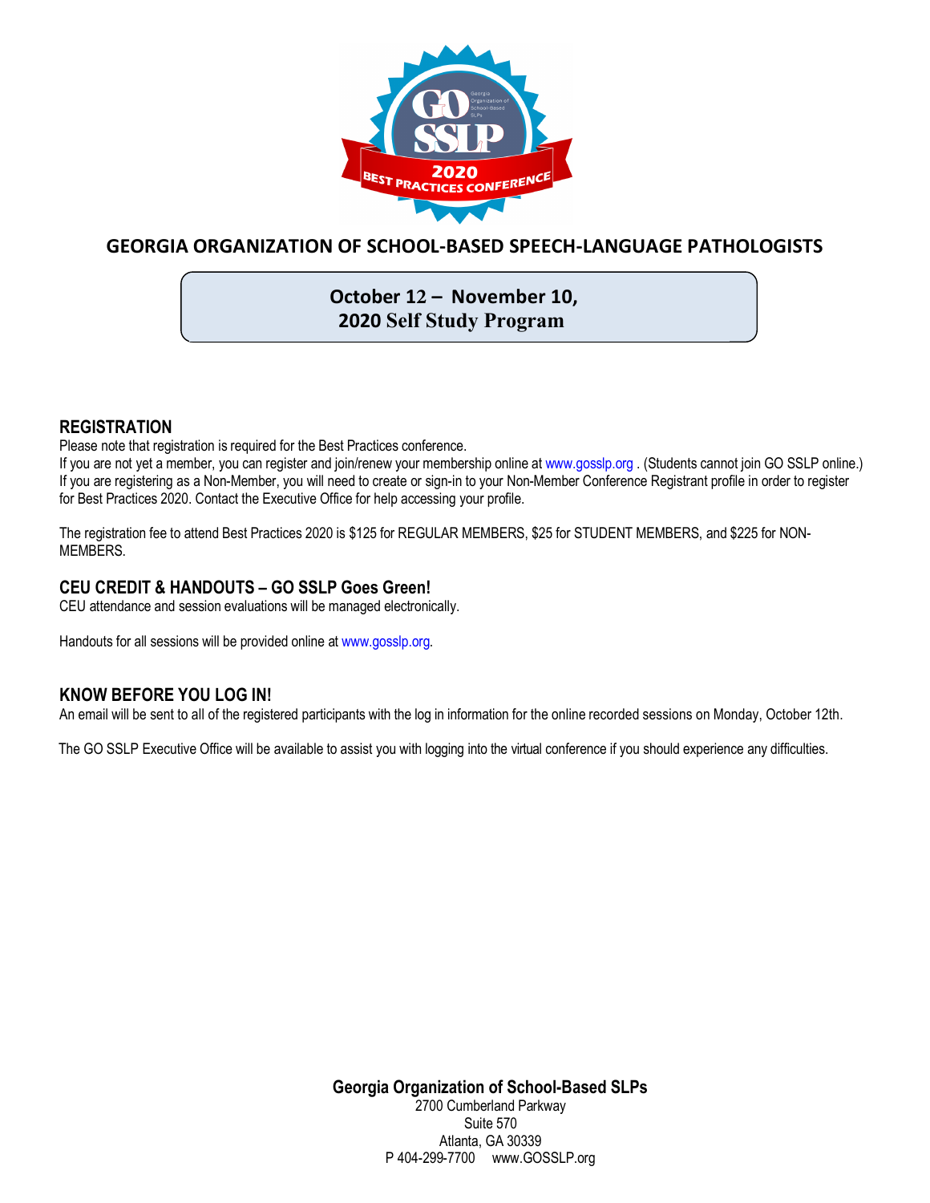GO SSLP

Georgia Organization of School-Based SLPs

2020 BEST PRACTICES CONFERENCE

# GEORGIA ORGANIZATION OF SCHOOL-BASED SPEECH-LANGUAGE PATHOLOGISTS

**October 12 – November 10,**
**2020 Self Study Program**

## REGISTRATION

Please note that registration is required for the Best Practices conference.

If you are not yet a member, you can register and join/renew your membership online at www.gosslp.org . (Students cannot join GO SSLP online.) If you are registering as a Non-Member, you will need to create or sign-in to your Non-Member Conference Registrant profile in order to register for Best Practices 2020. Contact the Executive Office for help accessing your profile.

The registration fee to attend Best Practices 2020 is $125 for REGULAR MEMBERS, $25 for STUDENT MEMBERS, and $225 for NON-MEMBERS.

## CEU CREDIT & HANDOUTS – GO SSLP Goes Green!

CEU attendance and session evaluations will be managed electronically.

Handouts for all sessions will be provided online at www.gosslp.org.

## KNOW BEFORE YOU LOG IN!

An email will be sent to all of the registered participants with the log in information for the online recorded sessions on Monday, October 12th.

The GO SSLP Executive Office will be available to assist you with logging into the virtual conference if you should experience any difficulties.

**Georgia Organization of School-Based SLPs**
2700 Cumberland Parkway
Suite 570
Atlanta, GA 30339
P 404-299-7700 www.GOSSLP.org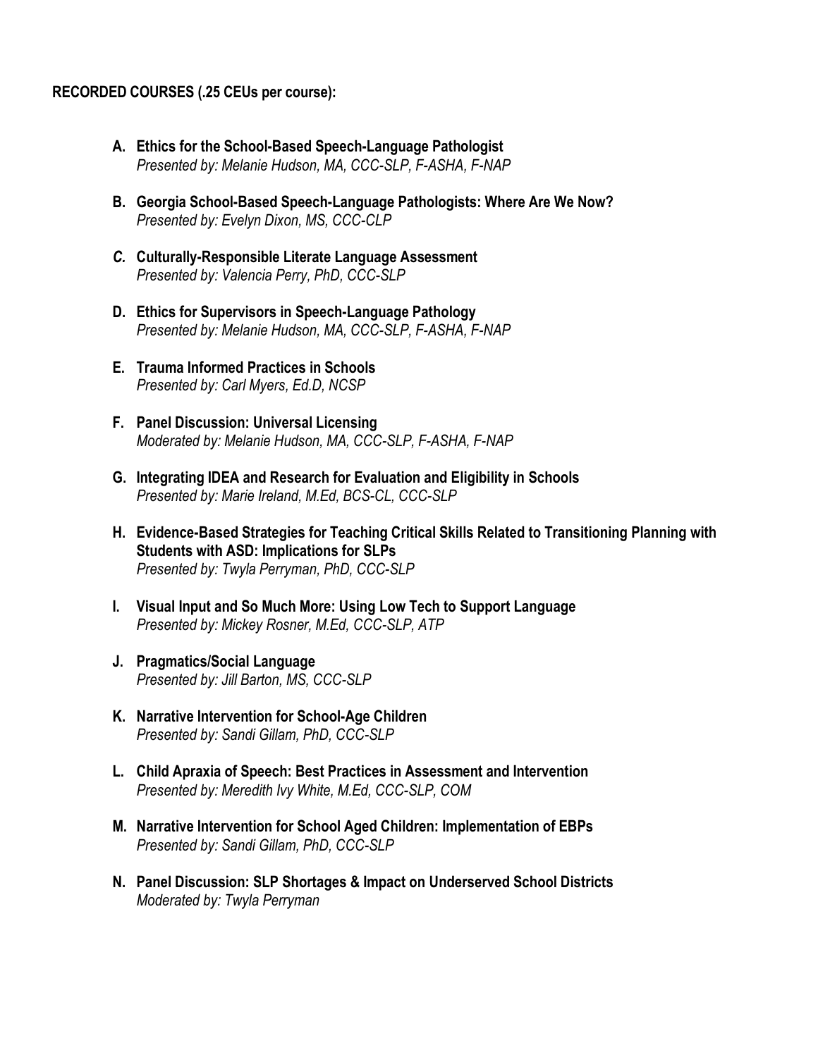**RECORDED COURSES (.25 CEUs per course):**

A. **Ethics for the School-Based Speech-Language Pathologist**
   *Presented by: Melanie Hudson, MA, CCC-SLP, F-ASHA, F-NAP*

B. **Georgia School-Based Speech-Language Pathologists: Where Are We Now?**
   *Presented by: Evelyn Dixon, MS, CCC-CLP*

C. **Culturally-Responsible Literate Language Assessment**
   *Presented by: Valencia Perry, PhD, CCC-SLP*

D. **Ethics for Supervisors in Speech-Language Pathology**
   *Presented by: Melanie Hudson, MA, CCC-SLP, F-ASHA, F-NAP*

E. **Trauma Informed Practices in Schools**
   *Presented by: Carl Myers, Ed.D, NCSP*

F. **Panel Discussion: Universal Licensing**
   *Moderated by: Melanie Hudson, MA, CCC-SLP, F-ASHA, F-NAP*

G. **Integrating IDEA and Research for Evaluation and Eligibility in Schools**
   *Presented by: Marie Ireland, M.Ed, BCS-CL, CCC-SLP*

H. **Evidence-Based Strategies for Teaching Critical Skills Related to Transitioning Planning with Students with ASD: Implications for SLPs**
   *Presented by: Twyla Perryman, PhD, CCC-SLP*

I. **Visual Input and So Much More: Using Low Tech to Support Language**
   *Presented by: Mickey Rosner, M.Ed, CCC-SLP, ATP*

J. **Pragmatics/Social Language**
   *Presented by: Jill Barton, MS, CCC-SLP*

K. **Narrative Intervention for School-Age Children**
   *Presented by: Sandi Gillam, PhD, CCC-SLP*

L. **Child Apraxia of Speech: Best Practices in Assessment and Intervention**
   *Presented by: Meredith Ivy White, M.Ed, CCC-SLP, COM*

M. **Narrative Intervention for School Aged Children: Implementation of EBPs**
   *Presented by: Sandi Gillam, PhD, CCC-SLP*

N. **Panel Discussion: SLP Shortages & Impact on Underserved School Districts**
   *Moderated by: Twyla Perryman*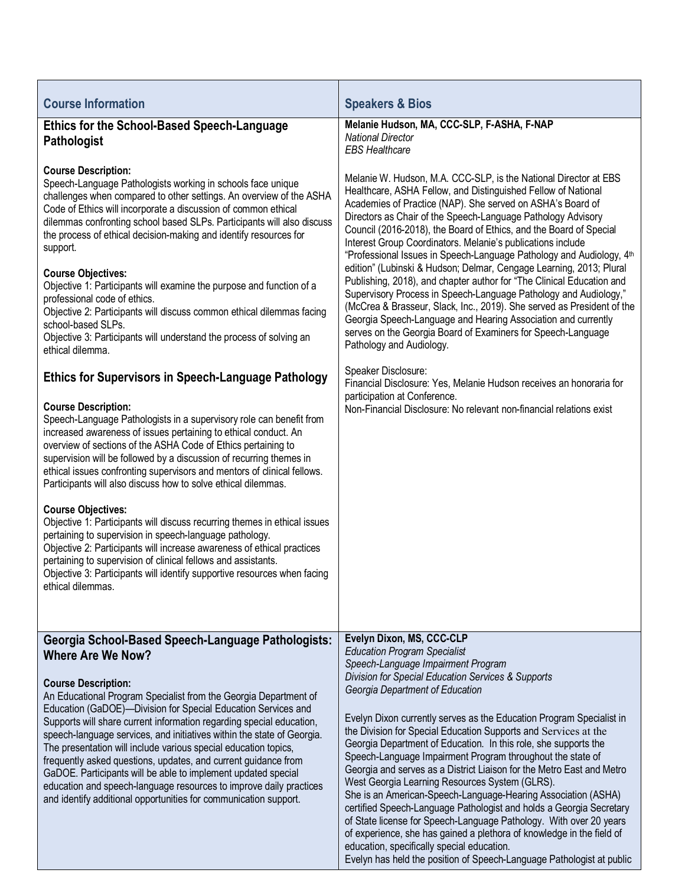| Course Information | Speakers & Bios |
|---|---|
| **Ethics for the School-Based Speech-Language Pathologist**<br><br>**Course Description:**<br>Speech-Language Pathologists working in schools face unique challenges when compared to other settings. An overview of the ASHA Code of Ethics will incorporate a discussion of common ethical dilemmas confronting school based SLPs. Participants will also discuss the process of ethical decision-making and identify resources for support.<br><br>**Course Objectives:**<br>Objective 1: Participants will examine the purpose and function of a professional code of ethics.<br>Objective 2: Participants will discuss common ethical dilemmas facing school-based SLPs.<br>Objective 3: Participants will understand the process of solving an ethical dilemma.<br><br>**Ethics for Supervisors in Speech-Language Pathology**<br><br>**Course Description:**<br>Speech-Language Pathologists in a supervisory role can benefit from increased awareness of issues pertaining to ethical conduct. An overview of sections of the ASHA Code of Ethics pertaining to supervision will be followed by a discussion of recurring themes in ethical issues confronting supervisors and mentors of clinical fellows. Participants will also discuss how to solve ethical dilemmas.<br><br>**Course Objectives:**<br>Objective 1: Participants will discuss recurring themes in ethical issues pertaining to supervision in speech-language pathology.<br>Objective 2: Participants will increase awareness of ethical practices pertaining to supervision of clinical fellows and assistants.<br>Objective 3: Participants will identify supportive resources when facing ethical dilemmas. | **Melanie Hudson, MA, CCC-SLP, F-ASHA, F-NAP**<br>*National Director*<br>*EBS Healthcare*<br><br>Melanie W. Hudson, M.A. CCC-SLP, is the National Director at EBS Healthcare, ASHA Fellow, and Distinguished Fellow of National Academies of Practice (NAP). She served on ASHA's Board of Directors as Chair of the Speech-Language Pathology Advisory Council (2016-2018), the Board of Ethics, and the Board of Special Interest Group Coordinators. Melanie's publications include "Professional Issues in Speech-Language Pathology and Audiology, 4th edition" (Lubinski & Hudson; Delmar, Cengage Learning, 2013; Plural Publishing, 2018), and chapter author for "The Clinical Education and Supervisory Process in Speech-Language Pathology and Audiology," (McCrea & Brasseur, Slack, Inc., 2019). She served as President of the Georgia Speech-Language and Hearing Association and currently serves on the Georgia Board of Examiners for Speech-Language Pathology and Audiology.<br><br>Speaker Disclosure:<br>Financial Disclosure: Yes, Melanie Hudson receives an honoraria for participation at Conference.<br>Non-Financial Disclosure: No relevant non-financial relations exist |
| **Georgia School-Based Speech-Language Pathologists: Where Are We Now?**<br><br>**Course Description:**<br>An Educational Program Specialist from the Georgia Department of Education (GaDOE)—Division for Special Education Services and Supports will share current information regarding special education, speech-language services, and initiatives within the state of Georgia. The presentation will include various special education topics, frequently asked questions, updates, and current guidance from GaDOE. Participants will be able to implement updated special education and speech-language resources to improve daily practices and identify additional opportunities for communication support. | **Evelyn Dixon, MS, CCC-CLP**<br>*Education Program Specialist*<br>*Speech-Language Impairment Program*<br>*Division for Special Education Services & Supports*<br>*Georgia Department of Education*<br><br>Evelyn Dixon currently serves as the Education Program Specialist in the Division for Special Education Supports and Services at the Georgia Department of Education. In this role, she supports the Speech-Language Impairment Program throughout the state of Georgia and serves as a District Liaison for the Metro East and Metro West Georgia Learning Resources System (GLRS).<br>She is an American-Speech-Language-Hearing Association (ASHA) certified Speech-Language Pathologist and holds a Georgia Secretary of State license for Speech-Language Pathology. With over 20 years of experience, she has gained a plethora of knowledge in the field of education, specifically special education.<br>Evelyn has held the position of Speech-Language Pathologist at public |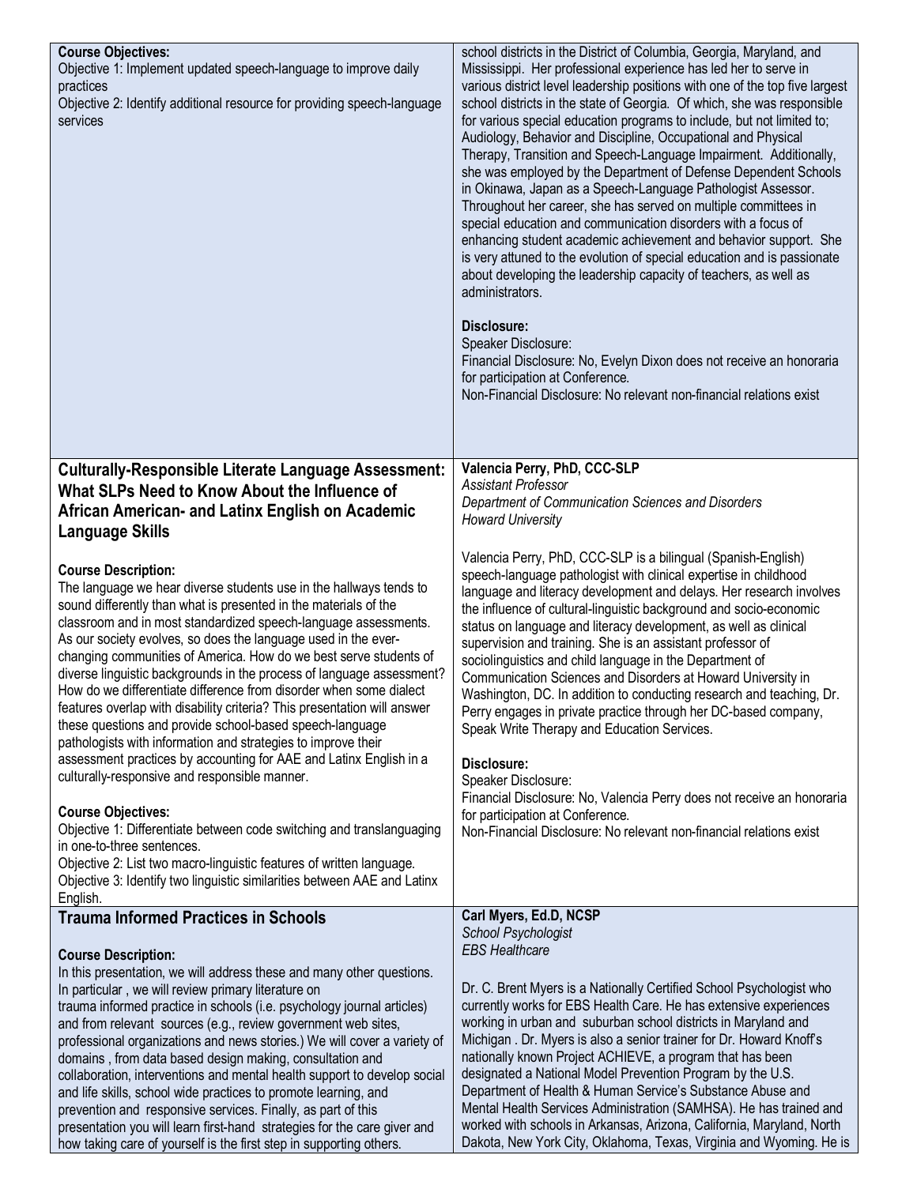**Course Objectives:**
Objective 1: Implement updated speech-language to improve daily practices
Objective 2: Identify additional resource for providing speech-language services

school districts in the District of Columbia, Georgia, Maryland, and Mississippi. Her professional experience has led her to serve in various district level leadership positions with one of the top five largest school districts in the state of Georgia. Of which, she was responsible for various special education programs to include, but not limited to; Audiology, Behavior and Discipline, Occupational and Physical Therapy, Transition and Speech-Language Impairment. Additionally, she was employed by the Department of Defense Dependent Schools in Okinawa, Japan as a Speech-Language Pathologist Assessor. Throughout her career, she has served on multiple committees in special education and communication disorders with a focus of enhancing student academic achievement and behavior support. She is very attuned to the evolution of special education and is passionate about developing the leadership capacity of teachers, as well as administrators.

**Disclosure:**
Speaker Disclosure:
Financial Disclosure: No, Evelyn Dixon does not receive an honoraria for participation at Conference.
Non-Financial Disclosure: No relevant non-financial relations exist

## Culturally-Responsible Literate Language Assessment: What SLPs Need to Know About the Influence of African American- and Latinx English on Academic Language Skills

**Course Description:**
The language we hear diverse students use in the hallways tends to sound differently than what is presented in the materials of the classroom and in most standardized speech-language assessments. As our society evolves, so does the language used in the ever-changing communities of America. How do we best serve students of diverse linguistic backgrounds in the process of language assessment? How do we differentiate difference from disorder when some dialect features overlap with disability criteria? This presentation will answer these questions and provide school-based speech-language pathologists with information and strategies to improve their assessment practices by accounting for AAE and Latinx English in a culturally-responsive and responsible manner.

**Course Objectives:**
Objective 1: Differentiate between code switching and translanguaging in one-to-three sentences.
Objective 2: List two macro-linguistic features of written language.
Objective 3: Identify two linguistic similarities between AAE and Latinx English.

**Valencia Perry, PhD, CCC-SLP**
*Assistant Professor*
*Department of Communication Sciences and Disorders*
*Howard University*

Valencia Perry, PhD, CCC-SLP is a bilingual (Spanish-English) speech-language pathologist with clinical expertise in childhood language and literacy development and delays. Her research involves the influence of cultural-linguistic background and socio-economic status on language and literacy development, as well as clinical supervision and training. She is an assistant professor of sociolinguistics and child language in the Department of Communication Sciences and Disorders at Howard University in Washington, DC. In addition to conducting research and teaching, Dr. Perry engages in private practice through her DC-based company, Speak Write Therapy and Education Services.

**Disclosure:**
Speaker Disclosure:
Financial Disclosure: No, Valencia Perry does not receive an honoraria for participation at Conference.
Non-Financial Disclosure: No relevant non-financial relations exist

## Trauma Informed Practices in Schools

**Course Description:**
In this presentation, we will address these and many other questions. In particular , we will review primary literature on trauma informed practice in schools (i.e. psychology journal articles) and from relevant sources (e.g., review government web sites, professional organizations and news stories.) We will cover a variety of domains , from data based design making, consultation and collaboration, interventions and mental health support to develop social and life skills, school wide practices to promote learning, and prevention and responsive services. Finally, as part of this presentation you will learn first-hand strategies for the care giver and how taking care of yourself is the first step in supporting others.

**Carl Myers, Ed.D, NCSP**
*School Psychologist*
*EBS Healthcare*

Dr. C. Brent Myers is a Nationally Certified School Psychologist who currently works for EBS Health Care. He has extensive experiences working in urban and suburban school districts in Maryland and Michigan . Dr. Myers is also a senior trainer for Dr. Howard Knoff's nationally known Project ACHIEVE, a program that has been designated a National Model Prevention Program by the U.S. Department of Health & Human Service's Substance Abuse and Mental Health Services Administration (SAMHSA). He has trained and worked with schools in Arkansas, Arizona, California, Maryland, North Dakota, New York City, Oklahoma, Texas, Virginia and Wyoming. He is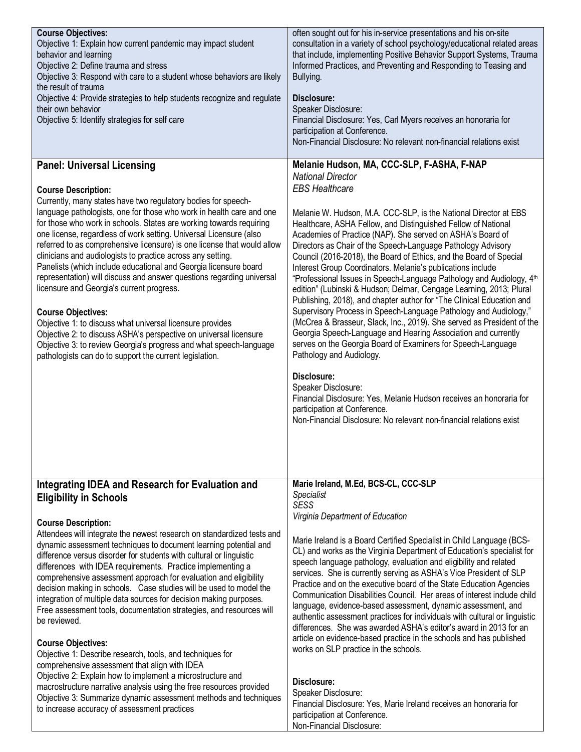**Course Objectives:**
Objective 1: Explain how current pandemic may impact student behavior and learning
Objective 2: Define trauma and stress
Objective 3: Respond with care to a student whose behaviors are likely the result of trauma
Objective 4: Provide strategies to help students recognize and regulate their own behavior
Objective 5: Identify strategies for self care

often sought out for his in-service presentations and his on-site consultation in a variety of school psychology/educational related areas that include, implementing Positive Behavior Support Systems, Trauma Informed Practices, and Preventing and Responding to Teasing and Bullying.

**Disclosure:**
Speaker Disclosure:
Financial Disclosure: Yes, Carl Myers receives an honoraria for participation at Conference.
Non-Financial Disclosure: No relevant non-financial relations exist

## Panel: Universal Licensing

**Course Description:**
Currently, many states have two regulatory bodies for speech-language pathologists, one for those who work in health care and one for those who work in schools. States are working towards requiring one license, regardless of work setting. Universal Licensure (also referred to as comprehensive licensure) is one license that would allow clinicians and audiologists to practice across any setting.
Panelists (which include educational and Georgia licensure board representation) will discuss and answer questions regarding universal licensure and Georgia's current progress.

**Course Objectives:**
Objective 1: to discuss what universal licensure provides
Objective 2: to discuss ASHA's perspective on universal licensure
Objective 3: to review Georgia's progress and what speech-language pathologists can do to support the current legislation.

**Melanie Hudson, MA, CCC-SLP, F-ASHA, F-NAP**
*National Director*
*EBS Healthcare*

Melanie W. Hudson, M.A. CCC-SLP, is the National Director at EBS Healthcare, ASHA Fellow, and Distinguished Fellow of National Academies of Practice (NAP). She served on ASHA's Board of Directors as Chair of the Speech-Language Pathology Advisory Council (2016-2018), the Board of Ethics, and the Board of Special Interest Group Coordinators. Melanie's publications include "Professional Issues in Speech-Language Pathology and Audiology, 4th edition" (Lubinski & Hudson; Delmar, Cengage Learning, 2013; Plural Publishing, 2018), and chapter author for "The Clinical Education and Supervisory Process in Speech-Language Pathology and Audiology," (McCrea & Brasseur, Slack, Inc., 2019). She served as President of the Georgia Speech-Language and Hearing Association and currently serves on the Georgia Board of Examiners for Speech-Language Pathology and Audiology.

**Disclosure:**
Speaker Disclosure:
Financial Disclosure: Yes, Melanie Hudson receives an honoraria for participation at Conference.
Non-Financial Disclosure: No relevant non-financial relations exist

## Integrating IDEA and Research for Evaluation and Eligibility in Schools

**Course Description:**
Attendees will integrate the newest research on standardized tests and dynamic assessment techniques to document learning potential and difference versus disorder for students with cultural or linguistic differences with IDEA requirements. Practice implementing a comprehensive assessment approach for evaluation and eligibility decision making in schools. Case studies will be used to model the integration of multiple data sources for decision making purposes. Free assessment tools, documentation strategies, and resources will be reviewed.

**Course Objectives:**
Objective 1: Describe research, tools, and techniques for comprehensive assessment that align with IDEA
Objective 2: Explain how to implement a microstructure and macrostructure narrative analysis using the free resources provided
Objective 3: Summarize dynamic assessment methods and techniques to increase accuracy of assessment practices

**Marie Ireland, M.Ed, BCS-CL, CCC-SLP**
*Specialist*
*SESS*
*Virginia Department of Education*

Marie Ireland is a Board Certified Specialist in Child Language (BCS-CL) and works as the Virginia Department of Education's specialist for speech language pathology, evaluation and eligibility and related services. She is currently serving as ASHA's Vice President of SLP Practice and on the executive board of the State Education Agencies Communication Disabilities Council. Her areas of interest include child language, evidence-based assessment, dynamic assessment, and authentic assessment practices for individuals with cultural or linguistic differences. She was awarded ASHA's editor's award in 2013 for an article on evidence-based practice in the schools and has published works on SLP practice in the schools.

**Disclosure:**
Speaker Disclosure:
Financial Disclosure: Yes, Marie Ireland receives an honoraria for participation at Conference.
Non-Financial Disclosure: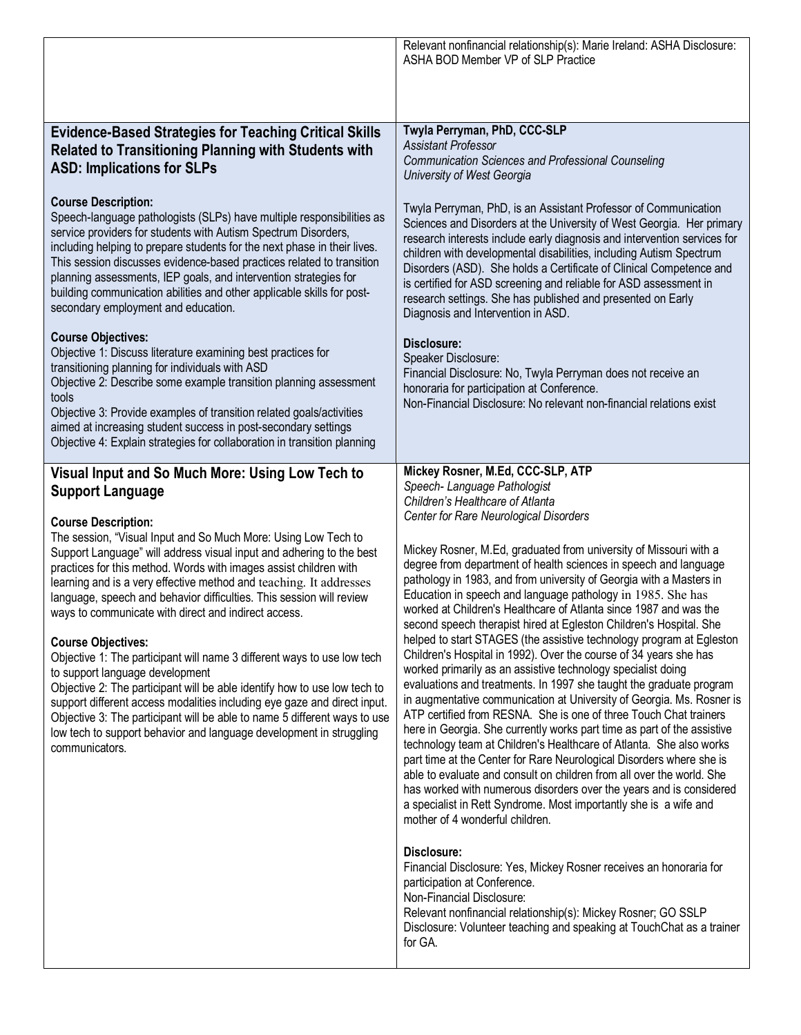Relevant nonfinancial relationship(s): Marie Ireland: ASHA Disclosure: ASHA BOD Member VP of SLP Practice

## Evidence-Based Strategies for Teaching Critical Skills Related to Transitioning Planning with Students with ASD: Implications for SLPs

**Course Description:**
Speech-language pathologists (SLPs) have multiple responsibilities as service providers for students with Autism Spectrum Disorders, including helping to prepare students for the next phase in their lives. This session discusses evidence-based practices related to transition planning assessments, IEP goals, and intervention strategies for building communication abilities and other applicable skills for post-secondary employment and education.

**Course Objectives:**
Objective 1: Discuss literature examining best practices for transitioning planning for individuals with ASD
Objective 2: Describe some example transition planning assessment tools
Objective 3: Provide examples of transition related goals/activities aimed at increasing student success in post-secondary settings
Objective 4: Explain strategies for collaboration in transition planning

**Twyla Perryman, PhD, CCC-SLP**
*Assistant Professor*
*Communication Sciences and Professional Counseling*
*University of West Georgia*

Twyla Perryman, PhD, is an Assistant Professor of Communication Sciences and Disorders at the University of West Georgia. Her primary research interests include early diagnosis and intervention services for children with developmental disabilities, including Autism Spectrum Disorders (ASD). She holds a Certificate of Clinical Competence and is certified for ASD screening and reliable for ASD assessment in research settings. She has published and presented on Early Diagnosis and Intervention in ASD.

**Disclosure:**
Speaker Disclosure:
Financial Disclosure: No, Twyla Perryman does not receive an honoraria for participation at Conference.
Non-Financial Disclosure: No relevant non-financial relations exist

## Visual Input and So Much More: Using Low Tech to Support Language

**Course Description:**
The session, "Visual Input and So Much More: Using Low Tech to Support Language" will address visual input and adhering to the best practices for this method. Words with images assist children with learning and is a very effective method and teaching. It addresses language, speech and behavior difficulties. This session will review ways to communicate with direct and indirect access.

**Course Objectives:**
Objective 1: The participant will name 3 different ways to use low tech to support language development
Objective 2: The participant will be able identify how to use low tech to support different access modalities including eye gaze and direct input.
Objective 3: The participant will be able to name 5 different ways to use low tech to support behavior and language development in struggling communicators.

**Mickey Rosner, M.Ed, CCC-SLP, ATP**
*Speech- Language Pathologist*
*Children's Healthcare of Atlanta*
*Center for Rare Neurological Disorders*

Mickey Rosner, M.Ed, graduated from university of Missouri with a degree from department of health sciences in speech and language pathology in 1983, and from university of Georgia with a Masters in Education in speech and language pathology in 1985. She has worked at Children's Healthcare of Atlanta since 1987 and was the second speech therapist hired at Egleston Children's Hospital. She helped to start STAGES (the assistive technology program at Egleston Children's Hospital in 1992). Over the course of 34 years she has worked primarily as an assistive technology specialist doing evaluations and treatments. In 1997 she taught the graduate program in augmentative communication at University of Georgia. Ms. Rosner is ATP certified from RESNA. She is one of three Touch Chat trainers here in Georgia. She currently works part time as part of the assistive technology team at Children's Healthcare of Atlanta. She also works part time at the Center for Rare Neurological Disorders where she is able to evaluate and consult on children from all over the world. She has worked with numerous disorders over the years and is considered a specialist in Rett Syndrome. Most importantly she is a wife and mother of 4 wonderful children.

**Disclosure:**
Financial Disclosure: Yes, Mickey Rosner receives an honoraria for participation at Conference.
Non-Financial Disclosure:
Relevant nonfinancial relationship(s): Mickey Rosner; GO SSLP Disclosure: Volunteer teaching and speaking at TouchChat as a trainer for GA.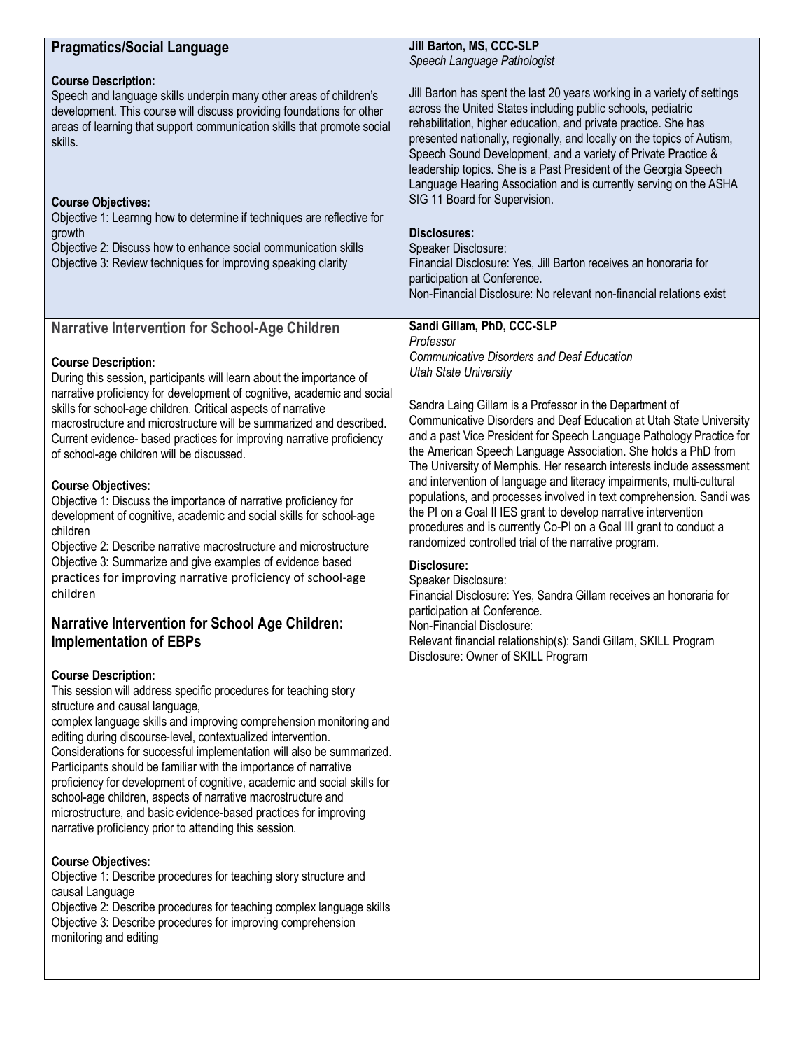## Pragmatics/Social Language

**Course Description:**
Speech and language skills underpin many other areas of children's development. This course will discuss providing foundations for other areas of learning that support communication skills that promote social skills.

**Course Objectives:**
Objective 1: Learnng how to determine if techniques are reflective for growth
Objective 2: Discuss how to enhance social communication skills
Objective 3: Review techniques for improving speaking clarity

**Jill Barton, MS, CCC-SLP**
*Speech Language Pathologist*

Jill Barton has spent the last 20 years working in a variety of settings across the United States including public schools, pediatric rehabilitation, higher education, and private practice. She has presented nationally, regionally, and locally on the topics of Autism, Speech Sound Development, and a variety of Private Practice & leadership topics. She is a Past President of the Georgia Speech Language Hearing Association and is currently serving on the ASHA SIG 11 Board for Supervision.

**Disclosures:**
Speaker Disclosure:
Financial Disclosure: Yes, Jill Barton receives an honoraria for participation at Conference.
Non-Financial Disclosure: No relevant non-financial relations exist

## Narrative Intervention for School-Age Children

**Course Description:**
During this session, participants will learn about the importance of narrative proficiency for development of cognitive, academic and social skills for school-age children. Critical aspects of narrative macrostructure and microstructure will be summarized and described. Current evidence- based practices for improving narrative proficiency of school-age children will be discussed.

**Course Objectives:**
Objective 1: Discuss the importance of narrative proficiency for development of cognitive, academic and social skills for school-age children
Objective 2: Describe narrative macrostructure and microstructure
Objective 3: Summarize and give examples of evidence based practices for improving narrative proficiency of school-age children

## Narrative Intervention for School Age Children: Implementation of EBPs

**Course Description:**
This session will address specific procedures for teaching story structure and causal language,
complex language skills and improving comprehension monitoring and editing during discourse-level, contextualized intervention. Considerations for successful implementation will also be summarized. Participants should be familiar with the importance of narrative proficiency for development of cognitive, academic and social skills for school-age children, aspects of narrative macrostructure and microstructure, and basic evidence-based practices for improving narrative proficiency prior to attending this session.

**Course Objectives:**
Objective 1: Describe procedures for teaching story structure and causal Language
Objective 2: Describe procedures for teaching complex language skills
Objective 3: Describe procedures for improving comprehension monitoring and editing

**Sandi Gillam, PhD, CCC-SLP**
*Professor*
*Communicative Disorders and Deaf Education*
*Utah State University*

Sandra Laing Gillam is a Professor in the Department of Communicative Disorders and Deaf Education at Utah State University and a past Vice President for Speech Language Pathology Practice for the American Speech Language Association. She holds a PhD from The University of Memphis. Her research interests include assessment and intervention of language and literacy impairments, multi-cultural populations, and processes involved in text comprehension. Sandi was the PI on a Goal II IES grant to develop narrative intervention procedures and is currently Co-PI on a Goal III grant to conduct a randomized controlled trial of the narrative program.

**Disclosure:**
Speaker Disclosure:
Financial Disclosure: Yes, Sandra Gillam receives an honoraria for participation at Conference.
Non-Financial Disclosure:
Relevant financial relationship(s): Sandi Gillam, SKILL Program
Disclosure: Owner of SKILL Program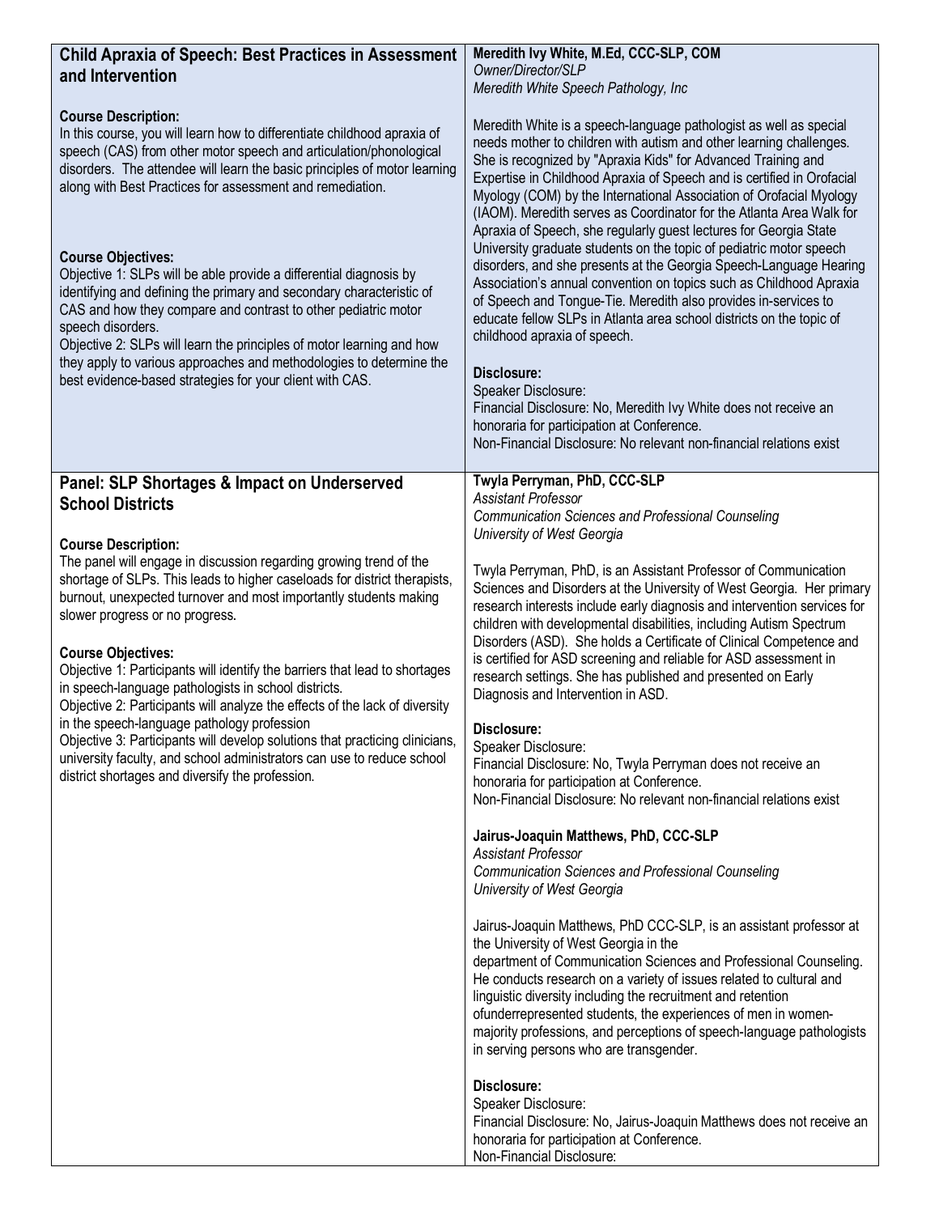## Child Apraxia of Speech: Best Practices in Assessment and Intervention

**Course Description:**
In this course, you will learn how to differentiate childhood apraxia of speech (CAS) from other motor speech and articulation/phonological disorders. The attendee will learn the basic principles of motor learning along with Best Practices for assessment and remediation.

**Course Objectives:**
Objective 1: SLPs will be able provide a differential diagnosis by identifying and defining the primary and secondary characteristic of CAS and how they compare and contrast to other pediatric motor speech disorders.
Objective 2: SLPs will learn the principles of motor learning and how they apply to various approaches and methodologies to determine the best evidence-based strategies for your client with CAS.

**Meredith Ivy White, M.Ed, CCC-SLP, COM**
*Owner/Director/SLP*
*Meredith White Speech Pathology, Inc*

Meredith White is a speech-language pathologist as well as special needs mother to children with autism and other learning challenges. She is recognized by "Apraxia Kids" for Advanced Training and Expertise in Childhood Apraxia of Speech and is certified in Orofacial Myology (COM) by the International Association of Orofacial Myology (IAOM). Meredith serves as Coordinator for the Atlanta Area Walk for Apraxia of Speech, she regularly guest lectures for Georgia State University graduate students on the topic of pediatric motor speech disorders, and she presents at the Georgia Speech-Language Hearing Association's annual convention on topics such as Childhood Apraxia of Speech and Tongue-Tie. Meredith also provides in-services to educate fellow SLPs in Atlanta area school districts on the topic of childhood apraxia of speech.

**Disclosure:**
Speaker Disclosure:
Financial Disclosure: No, Meredith Ivy White does not receive an honoraria for participation at Conference.
Non-Financial Disclosure: No relevant non-financial relations exist

## Panel: SLP Shortages & Impact on Underserved School Districts

**Course Description:**
The panel will engage in discussion regarding growing trend of the shortage of SLPs. This leads to higher caseloads for district therapists, burnout, unexpected turnover and most importantly students making slower progress or no progress.

**Course Objectives:**
Objective 1: Participants will identify the barriers that lead to shortages in speech-language pathologists in school districts.
Objective 2: Participants will analyze the effects of the lack of diversity in the speech-language pathology profession
Objective 3: Participants will develop solutions that practicing clinicians, university faculty, and school administrators can use to reduce school district shortages and diversify the profession.

**Twyla Perryman, PhD, CCC-SLP**
*Assistant Professor*
*Communication Sciences and Professional Counseling*
*University of West Georgia*

Twyla Perryman, PhD, is an Assistant Professor of Communication Sciences and Disorders at the University of West Georgia. Her primary research interests include early diagnosis and intervention services for children with developmental disabilities, including Autism Spectrum Disorders (ASD). She holds a Certificate of Clinical Competence and is certified for ASD screening and reliable for ASD assessment in research settings. She has published and presented on Early Diagnosis and Intervention in ASD.

**Disclosure:**
Speaker Disclosure:
Financial Disclosure: No, Twyla Perryman does not receive an honoraria for participation at Conference.
Non-Financial Disclosure: No relevant non-financial relations exist

**Jairus-Joaquin Matthews, PhD, CCC-SLP**
*Assistant Professor*
*Communication Sciences and Professional Counseling*
*University of West Georgia*

Jairus-Joaquin Matthews, PhD CCC-SLP, is an assistant professor at the University of West Georgia in the department of Communication Sciences and Professional Counseling. He conducts research on a variety of issues related to cultural and linguistic diversity including the recruitment and retention ofunderrepresented students, the experiences of men in women-majority professions, and perceptions of speech-language pathologists in serving persons who are transgender.

**Disclosure:**
Speaker Disclosure:
Financial Disclosure: No, Jairus-Joaquin Matthews does not receive an honoraria for participation at Conference.
Non-Financial Disclosure: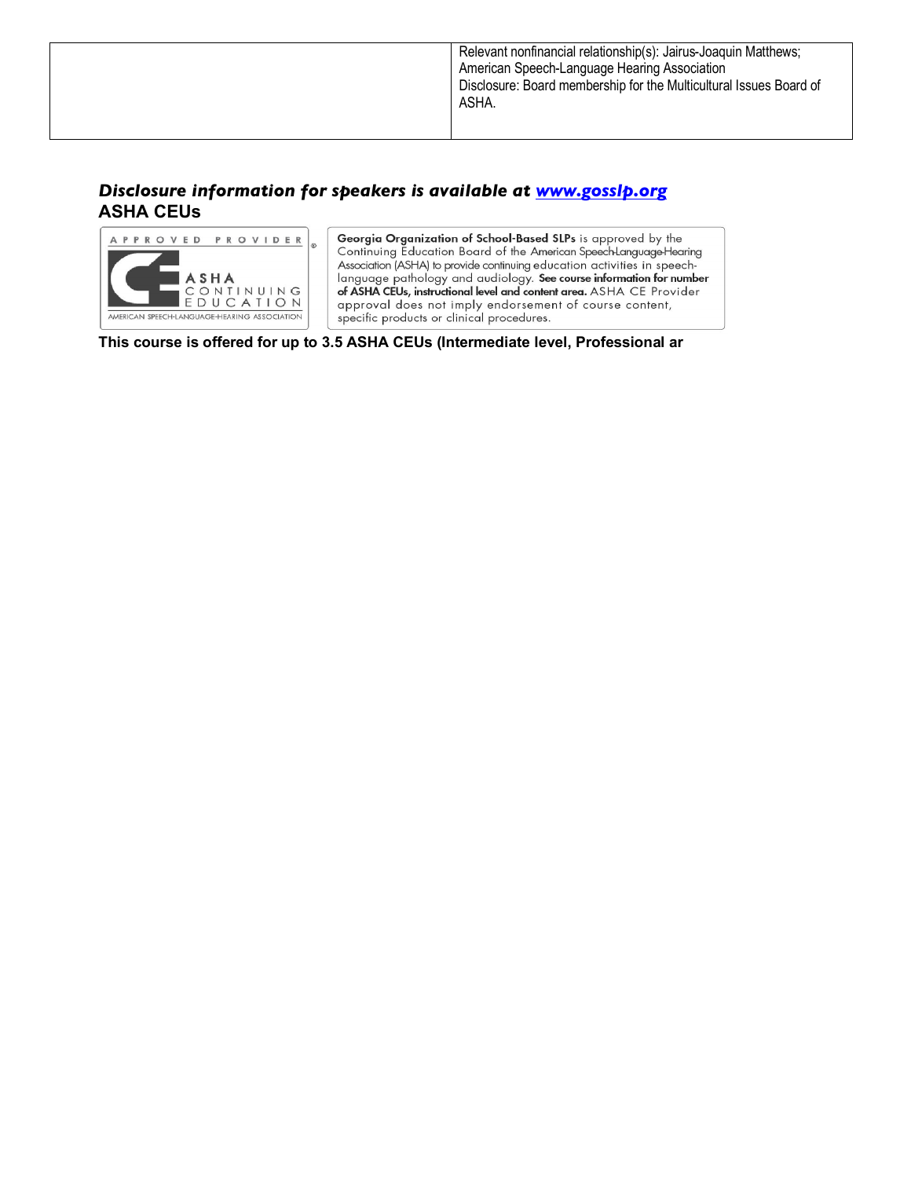| | |
|---|---|
| | Relevant nonfinancial relationship(s): Jairus-Joaquin Matthews; American Speech-Language Hearing Association<br>Disclosure: Board membership for the Multicultural Issues Board of ASHA. |

***Disclosure information for speakers is available at [www.gosslp.org](www.gosslp.org)***

**ASHA CEUs**

APPROVED PROVIDER
ASHA CONTINUING EDUCATION
AMERICAN SPEECH-LANGUAGE-HEARING ASSOCIATION

**Georgia Organization of School-Based SLPs** is approved by the Continuing Education Board of the American Speech-Language-Hearing Association (ASHA) to provide continuing education activities in speech-language pathology and audiology. **See course information for number of ASHA CEUs, instructional level and content area.** ASHA CE Provider approval does not imply endorsement of course content, specific products or clinical procedures.

**This course is offered for up to 3.5 ASHA CEUs (Intermediate level, Professional ar**